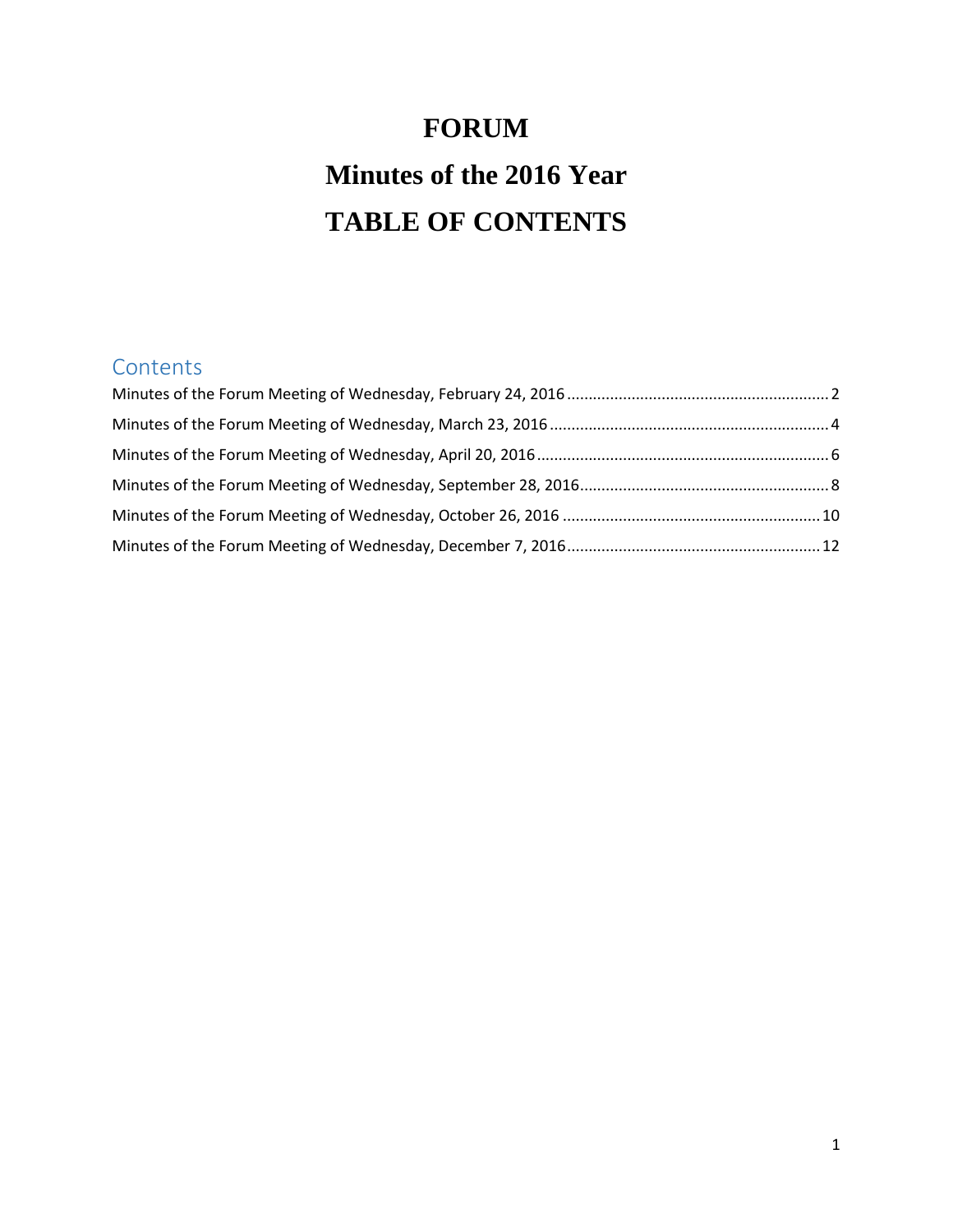# FORUM

# Minutes of the 2016 Year

# TABLE OF CONTENTS

## Contents

Minutes of the Forum Meeting of Wednesday, February 24, 2016 ............................................................ 2

Minutes of the Forum Meeting of Wednesday, March 23, 2016 ................................................................ 4

Minutes of the Forum Meeting of Wednesday, April 20, 2016 ................................................................... 6

Minutes of the Forum Meeting of Wednesday, September 28, 2016......................................................... 8

Minutes of the Forum Meeting of Wednesday, October 26, 2016 ........................................................... 10

Minutes of the Forum Meeting of Wednesday, December 7, 2016.......................................................... 12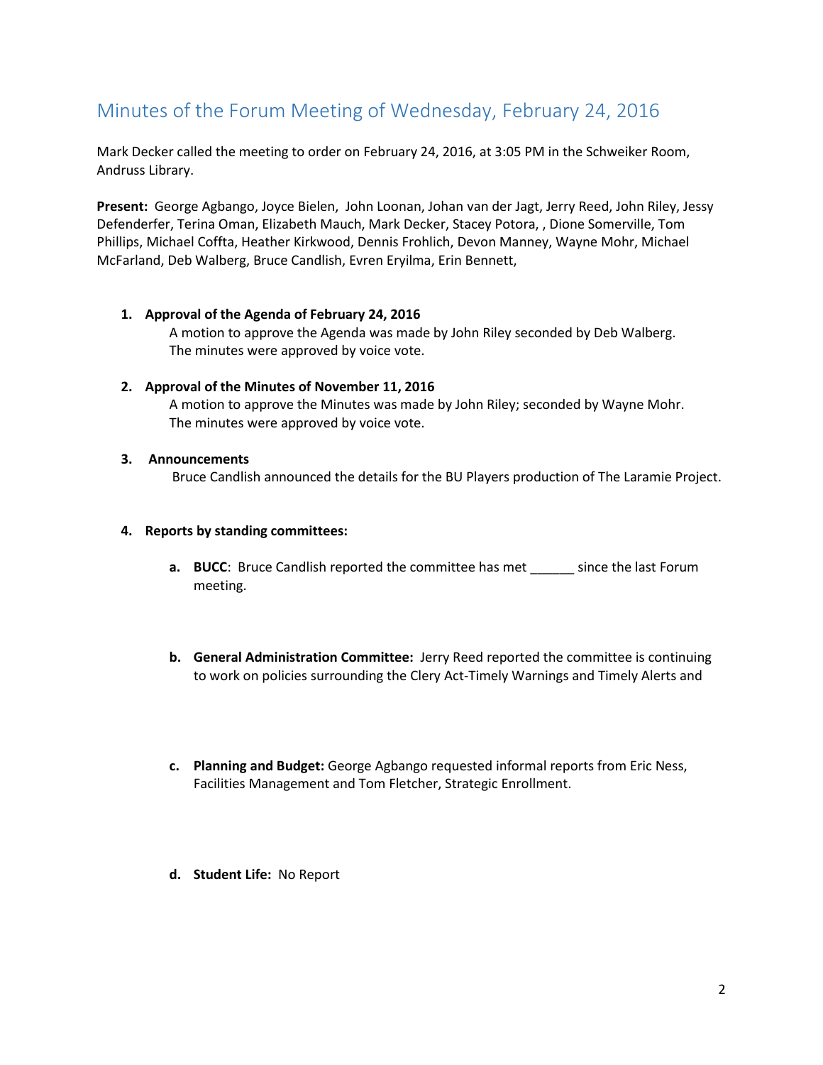## Minutes of the Forum Meeting of Wednesday, February 24, 2016

Mark Decker called the meeting to order on February 24, 2016, at 3:05 PM in the Schweiker Room, Andruss Library.

**Present:** George Agbango, Joyce Bielen, John Loonan, Johan van der Jagt, Jerry Reed, John Riley, Jessy Defenderfer, Terina Oman, Elizabeth Mauch, Mark Decker, Stacey Potora, , Dione Somerville, Tom Phillips, Michael Coffta, Heather Kirkwood, Dennis Frohlich, Devon Manney, Wayne Mohr, Michael McFarland, Deb Walberg, Bruce Candlish, Evren Eryilma, Erin Bennett,

1. **Approval of the Agenda of February 24, 2016**
   A motion to approve the Agenda was made by John Riley seconded by Deb Walberg. The minutes were approved by voice vote.

2. **Approval of the Minutes of November 11, 2016**
   A motion to approve the Minutes was made by John Riley; seconded by Wayne Mohr. The minutes were approved by voice vote.

3. **Announcements**
   Bruce Candlish announced the details for the BU Players production of The Laramie Project.

4. **Reports by standing committees:**

   a. **BUCC**: Bruce Candlish reported the committee has met ______ since the last Forum meeting.

   b. **General Administration Committee:** Jerry Reed reported the committee is continuing to work on policies surrounding the Clery Act-Timely Warnings and Timely Alerts and

   c. **Planning and Budget:** George Agbango requested informal reports from Eric Ness, Facilities Management and Tom Fletcher, Strategic Enrollment.

   d. **Student Life:** No Report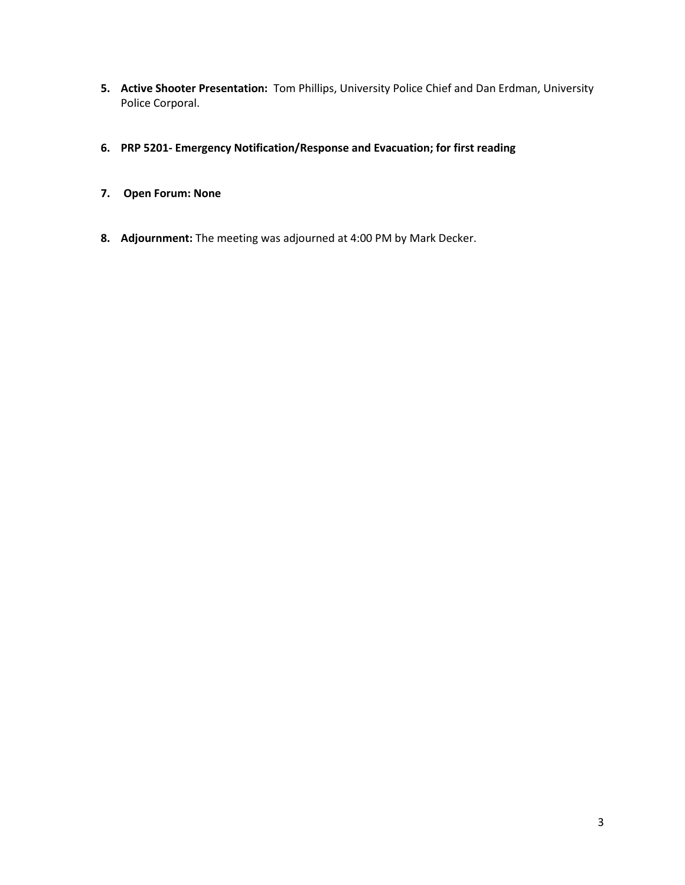5. **Active Shooter Presentation:** Tom Phillips, University Police Chief and Dan Erdman, University Police Corporal.

6. **PRP 5201- Emergency Notification/Response and Evacuation; for first reading**

7. **Open Forum: None**

8. **Adjournment:** The meeting was adjourned at 4:00 PM by Mark Decker.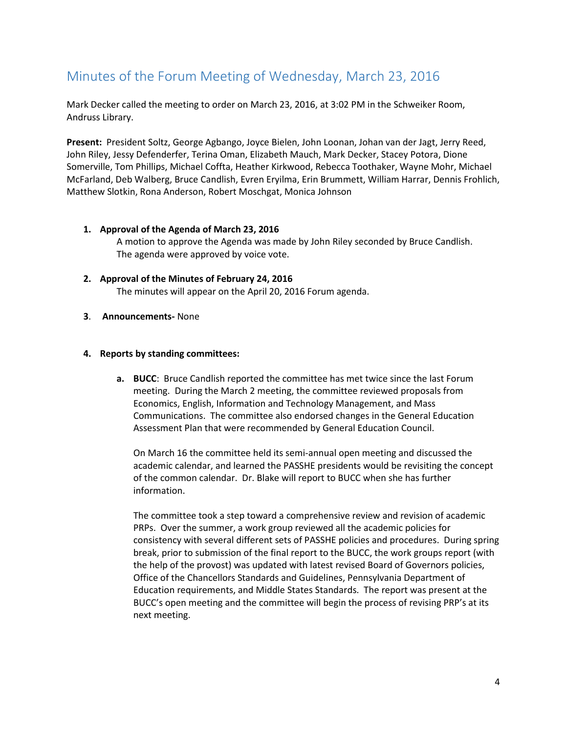## Minutes of the Forum Meeting of Wednesday, March 23, 2016

Mark Decker called the meeting to order on March 23, 2016, at 3:02 PM in the Schweiker Room, Andruss Library.

**Present:** President Soltz, George Agbango, Joyce Bielen, John Loonan, Johan van der Jagt, Jerry Reed, John Riley, Jessy Defenderfer, Terina Oman, Elizabeth Mauch, Mark Decker, Stacey Potora, Dione Somerville, Tom Phillips, Michael Coffta, Heather Kirkwood, Rebecca Toothaker, Wayne Mohr, Michael McFarland, Deb Walberg, Bruce Candlish, Evren Eryilma, Erin Brummett, William Harrar, Dennis Frohlich, Matthew Slotkin, Rona Anderson, Robert Moschgat, Monica Johnson

1. **Approval of the Agenda of March 23, 2016**
   A motion to approve the Agenda was made by John Riley seconded by Bruce Candlish. The agenda were approved by voice vote.

2. **Approval of the Minutes of February 24, 2016**
   The minutes will appear on the April 20, 2016 Forum agenda.

3. **Announcements-** None

4. **Reports by standing committees:**

   a. **BUCC**: Bruce Candlish reported the committee has met twice since the last Forum meeting. During the March 2 meeting, the committee reviewed proposals from Economics, English, Information and Technology Management, and Mass Communications. The committee also endorsed changes in the General Education Assessment Plan that were recommended by General Education Council.

      On March 16 the committee held its semi-annual open meeting and discussed the academic calendar, and learned the PASSHE presidents would be revisiting the concept of the common calendar. Dr. Blake will report to BUCC when she has further information.

      The committee took a step toward a comprehensive review and revision of academic PRPs. Over the summer, a work group reviewed all the academic policies for consistency with several different sets of PASSHE policies and procedures. During spring break, prior to submission of the final report to the BUCC, the work groups report (with the help of the provost) was updated with latest revised Board of Governors policies, Office of the Chancellors Standards and Guidelines, Pennsylvania Department of Education requirements, and Middle States Standards. The report was present at the BUCC's open meeting and the committee will begin the process of revising PRP's at its next meeting.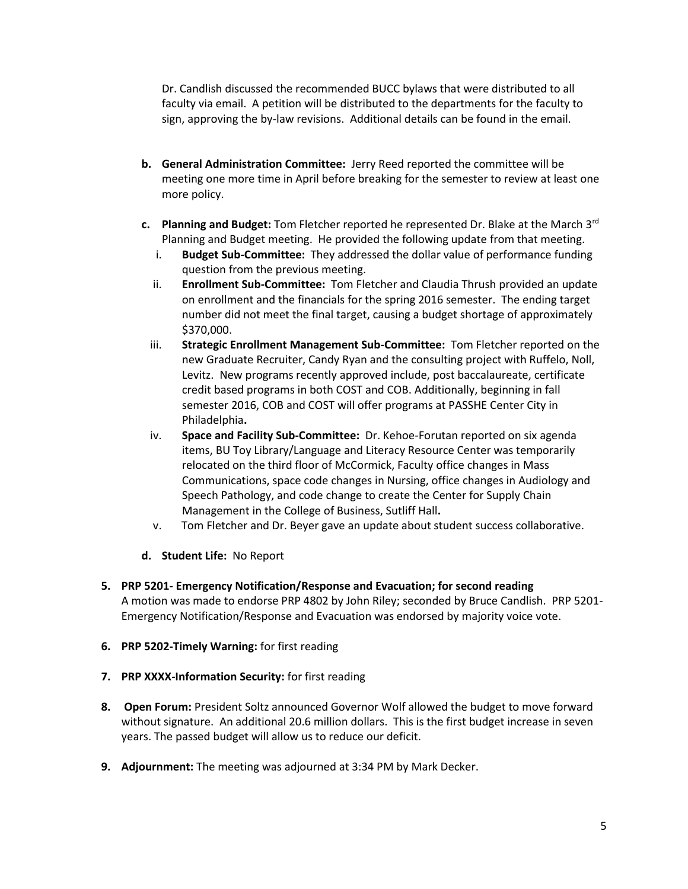Dr. Candlish discussed the recommended BUCC bylaws that were distributed to all faculty via email. A petition will be distributed to the departments for the faculty to sign, approving the by-law revisions. Additional details can be found in the email.

b. **General Administration Committee:** Jerry Reed reported the committee will be meeting one more time in April before breaking for the semester to review at least one more policy.

c. **Planning and Budget:** Tom Fletcher reported he represented Dr. Blake at the March 3rd Planning and Budget meeting. He provided the following update from that meeting.

   i. **Budget Sub-Committee:** They addressed the dollar value of performance funding question from the previous meeting.

   ii. **Enrollment Sub-Committee:** Tom Fletcher and Claudia Thrush provided an update on enrollment and the financials for the spring 2016 semester. The ending target number did not meet the final target, causing a budget shortage of approximately $370,000.

   iii. **Strategic Enrollment Management Sub-Committee:** Tom Fletcher reported on the new Graduate Recruiter, Candy Ryan and the consulting project with Ruffelo, Noll, Levitz. New programs recently approved include, post baccalaureate, certificate credit based programs in both COST and COB. Additionally, beginning in fall semester 2016, COB and COST will offer programs at PASSHE Center City in Philadelphia.

   iv. **Space and Facility Sub-Committee:** Dr. Kehoe-Forutan reported on six agenda items, BU Toy Library/Language and Literacy Resource Center was temporarily relocated on the third floor of McCormick, Faculty office changes in Mass Communications, space code changes in Nursing, office changes in Audiology and Speech Pathology, and code change to create the Center for Supply Chain Management in the College of Business, Sutliff Hall.

   v. Tom Fletcher and Dr. Beyer gave an update about student success collaborative.

d. **Student Life:** No Report

5. **PRP 5201- Emergency Notification/Response and Evacuation; for second reading**
A motion was made to endorse PRP 4802 by John Riley; seconded by Bruce Candlish. PRP 5201-Emergency Notification/Response and Evacuation was endorsed by majority voice vote.

6. **PRP 5202-Timely Warning:** for first reading

7. **PRP XXXX-Information Security:** for first reading

8. **Open Forum:** President Soltz announced Governor Wolf allowed the budget to move forward without signature. An additional 20.6 million dollars. This is the first budget increase in seven years. The passed budget will allow us to reduce our deficit.

9. **Adjournment:** The meeting was adjourned at 3:34 PM by Mark Decker.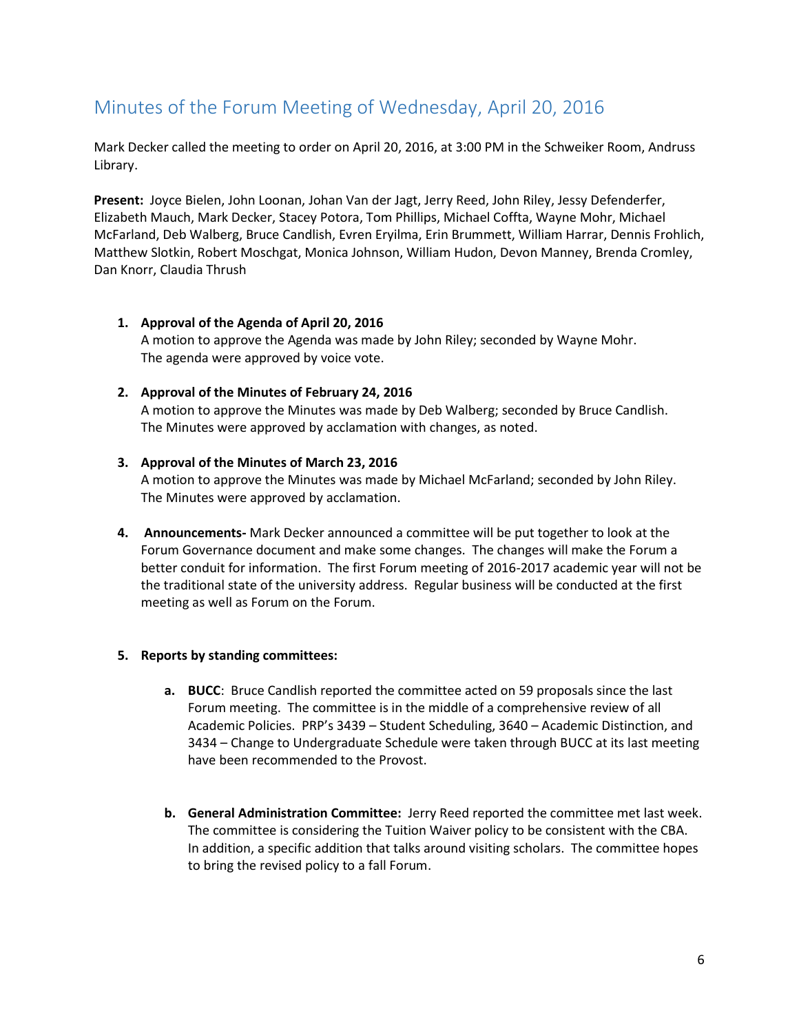# Minutes of the Forum Meeting of Wednesday, April 20, 2016

Mark Decker called the meeting to order on April 20, 2016, at 3:00 PM in the Schweiker Room, Andruss Library.

**Present:** Joyce Bielen, John Loonan, Johan Van der Jagt, Jerry Reed, John Riley, Jessy Defenderfer, Elizabeth Mauch, Mark Decker, Stacey Potora, Tom Phillips, Michael Coffta, Wayne Mohr, Michael McFarland, Deb Walberg, Bruce Candlish, Evren Eryilma, Erin Brummett, William Harrar, Dennis Frohlich, Matthew Slotkin, Robert Moschgat, Monica Johnson, William Hudon, Devon Manney, Brenda Cromley, Dan Knorr, Claudia Thrush

1. **Approval of the Agenda of April 20, 2016**
   A motion to approve the Agenda was made by John Riley; seconded by Wayne Mohr. The agenda were approved by voice vote.

2. **Approval of the Minutes of February 24, 2016**
   A motion to approve the Minutes was made by Deb Walberg; seconded by Bruce Candlish. The Minutes were approved by acclamation with changes, as noted.

3. **Approval of the Minutes of March 23, 2016**
   A motion to approve the Minutes was made by Michael McFarland; seconded by John Riley. The Minutes were approved by acclamation.

4. **Announcements-** Mark Decker announced a committee will be put together to look at the Forum Governance document and make some changes. The changes will make the Forum a better conduit for information. The first Forum meeting of 2016-2017 academic year will not be the traditional state of the university address. Regular business will be conducted at the first meeting as well as Forum on the Forum.

5. **Reports by standing committees:**

   a. **BUCC**: Bruce Candlish reported the committee acted on 59 proposals since the last Forum meeting. The committee is in the middle of a comprehensive review of all Academic Policies. PRP's 3439 – Student Scheduling, 3640 – Academic Distinction, and 3434 – Change to Undergraduate Schedule were taken through BUCC at its last meeting have been recommended to the Provost.

   b. **General Administration Committee:** Jerry Reed reported the committee met last week. The committee is considering the Tuition Waiver policy to be consistent with the CBA. In addition, a specific addition that talks around visiting scholars. The committee hopes to bring the revised policy to a fall Forum.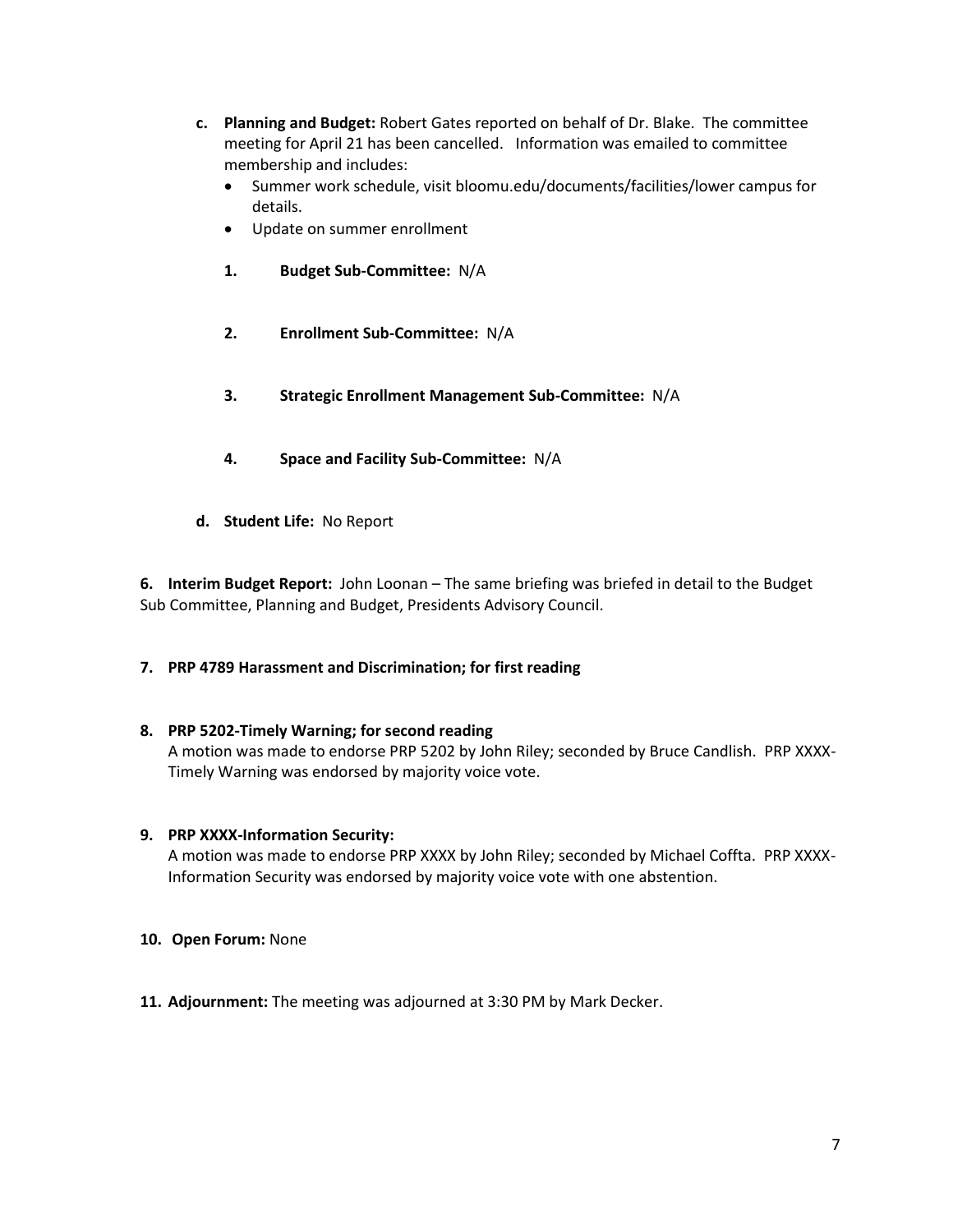c. **Planning and Budget:** Robert Gates reported on behalf of Dr. Blake. The committee meeting for April 21 has been cancelled. Information was emailed to committee membership and includes:
   - Summer work schedule, visit bloomu.edu/documents/facilities/lower campus for details.
   - Update on summer enrollment

   1. **Budget Sub-Committee:** N/A

   2. **Enrollment Sub-Committee:** N/A

   3. **Strategic Enrollment Management Sub-Committee:** N/A

   4. **Space and Facility Sub-Committee:** N/A

d. **Student Life:** No Report

**6. Interim Budget Report:** John Loonan – The same briefing was briefed in detail to the Budget Sub Committee, Planning and Budget, Presidents Advisory Council.

**7. PRP 4789 Harassment and Discrimination; for first reading**

**8. PRP 5202-Timely Warning; for second reading**

A motion was made to endorse PRP 5202 by John Riley; seconded by Bruce Candlish. PRP XXXX-Timely Warning was endorsed by majority voice vote.

**9. PRP XXXX-Information Security:**

A motion was made to endorse PRP XXXX by John Riley; seconded by Michael Coffta. PRP XXXX-Information Security was endorsed by majority voice vote with one abstention.

**10. Open Forum:** None

**11. Adjournment:** The meeting was adjourned at 3:30 PM by Mark Decker.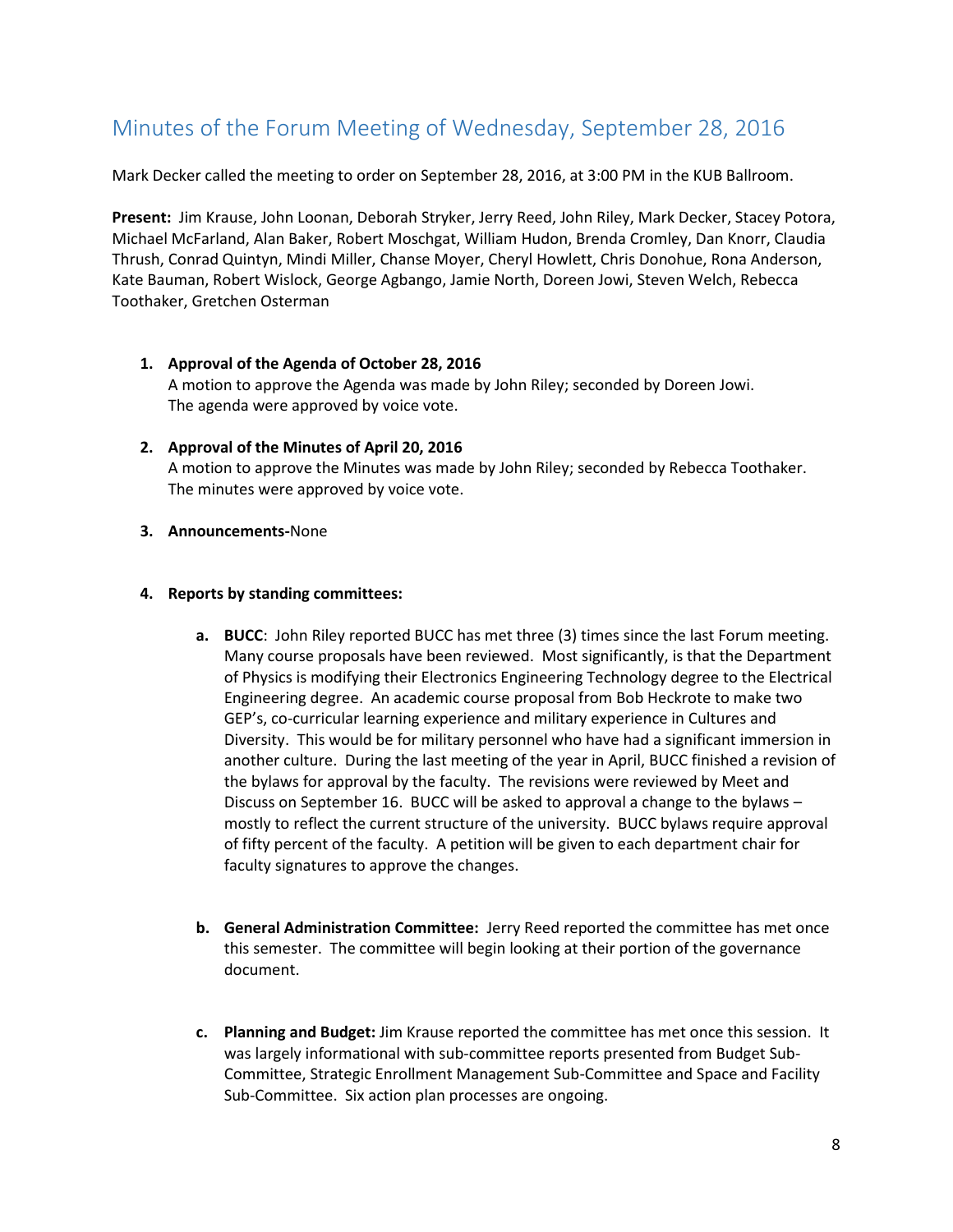# Minutes of the Forum Meeting of Wednesday, September 28, 2016

Mark Decker called the meeting to order on September 28, 2016, at 3:00 PM in the KUB Ballroom.

**Present:** Jim Krause, John Loonan, Deborah Stryker, Jerry Reed, John Riley, Mark Decker, Stacey Potora, Michael McFarland, Alan Baker, Robert Moschgat, William Hudon, Brenda Cromley, Dan Knorr, Claudia Thrush, Conrad Quintyn, Mindi Miller, Chanse Moyer, Cheryl Howlett, Chris Donohue, Rona Anderson, Kate Bauman, Robert Wislock, George Agbango, Jamie North, Doreen Jowi, Steven Welch, Rebecca Toothaker, Gretchen Osterman

1. **Approval of the Agenda of October 28, 2016**
   A motion to approve the Agenda was made by John Riley; seconded by Doreen Jowi. The agenda were approved by voice vote.

2. **Approval of the Minutes of April 20, 2016**
   A motion to approve the Minutes was made by John Riley; seconded by Rebecca Toothaker. The minutes were approved by voice vote.

3. **Announcements-**None

4. **Reports by standing committees:**

   a. **BUCC**: John Riley reported BUCC has met three (3) times since the last Forum meeting. Many course proposals have been reviewed. Most significantly, is that the Department of Physics is modifying their Electronics Engineering Technology degree to the Electrical Engineering degree. An academic course proposal from Bob Heckrote to make two GEP's, co-curricular learning experience and military experience in Cultures and Diversity. This would be for military personnel who have had a significant immersion in another culture. During the last meeting of the year in April, BUCC finished a revision of the bylaws for approval by the faculty. The revisions were reviewed by Meet and Discuss on September 16. BUCC will be asked to approval a change to the bylaws – mostly to reflect the current structure of the university. BUCC bylaws require approval of fifty percent of the faculty. A petition will be given to each department chair for faculty signatures to approve the changes.

   b. **General Administration Committee:** Jerry Reed reported the committee has met once this semester. The committee will begin looking at their portion of the governance document.

   c. **Planning and Budget:** Jim Krause reported the committee has met once this session. It was largely informational with sub-committee reports presented from Budget Sub-Committee, Strategic Enrollment Management Sub-Committee and Space and Facility Sub-Committee. Six action plan processes are ongoing.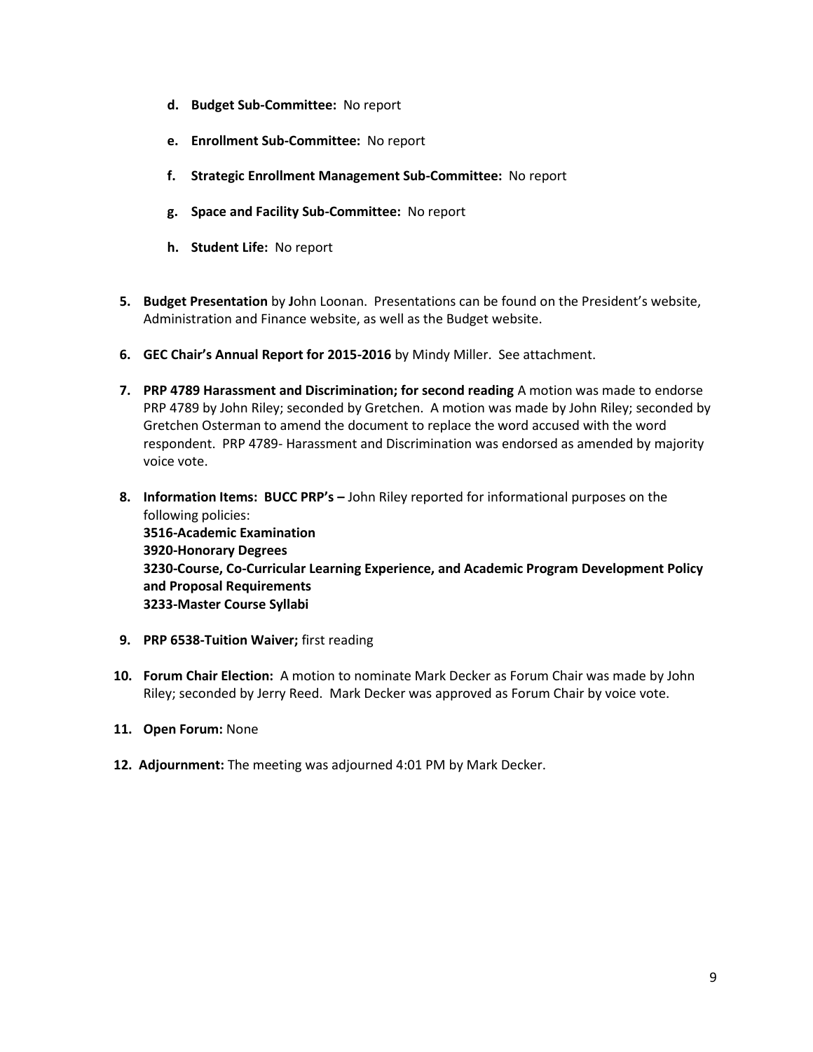d. **Budget Sub-Committee:** No report

e. **Enrollment Sub-Committee:** No report

f. **Strategic Enrollment Management Sub-Committee:** No report

g. **Space and Facility Sub-Committee:** No report

h. **Student Life:** No report

5. **Budget Presentation** by **J**ohn Loonan. Presentations can be found on the President's website, Administration and Finance website, as well as the Budget website.

6. **GEC Chair's Annual Report for 2015-2016** by Mindy Miller. See attachment.

7. **PRP 4789 Harassment and Discrimination; for second reading** A motion was made to endorse PRP 4789 by John Riley; seconded by Gretchen. A motion was made by John Riley; seconded by Gretchen Osterman to amend the document to replace the word accused with the word respondent. PRP 4789- Harassment and Discrimination was endorsed as amended by majority voice vote.

8. **Information Items: BUCC PRP's –** John Riley reported for informational purposes on the following policies:
   **3516-Academic Examination**
   **3920-Honorary Degrees**
   **3230-Course, Co-Curricular Learning Experience, and Academic Program Development Policy and Proposal Requirements**
   **3233-Master Course Syllabi**

9. **PRP 6538-Tuition Waiver;** first reading

10. **Forum Chair Election:** A motion to nominate Mark Decker as Forum Chair was made by John Riley; seconded by Jerry Reed. Mark Decker was approved as Forum Chair by voice vote.

11. **Open Forum:** None

12. **Adjournment:** The meeting was adjourned 4:01 PM by Mark Decker.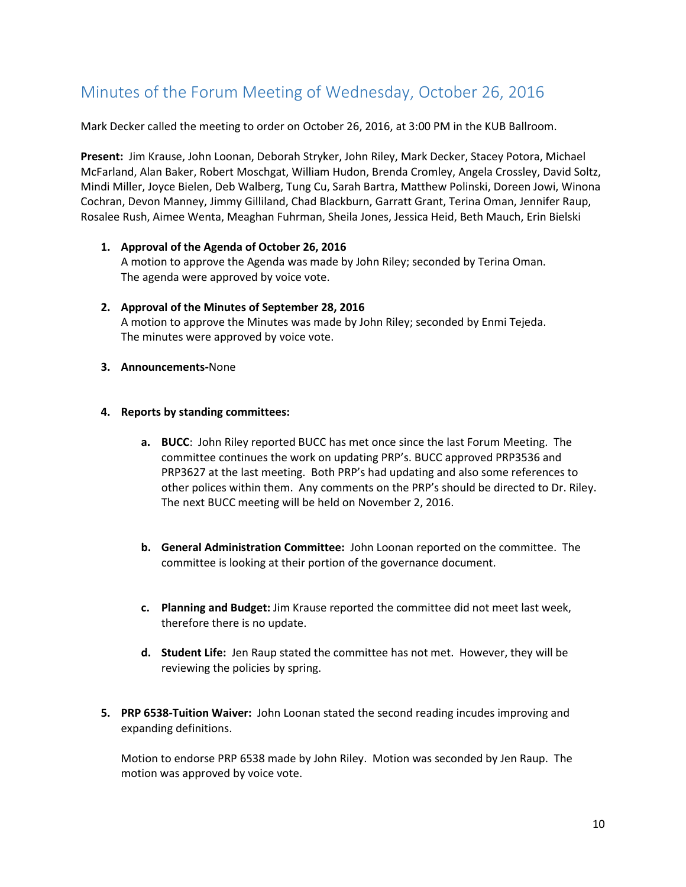## Minutes of the Forum Meeting of Wednesday, October 26, 2016

Mark Decker called the meeting to order on October 26, 2016, at 3:00 PM in the KUB Ballroom.

**Present:** Jim Krause, John Loonan, Deborah Stryker, John Riley, Mark Decker, Stacey Potora, Michael McFarland, Alan Baker, Robert Moschgat, William Hudon, Brenda Cromley, Angela Crossley, David Soltz, Mindi Miller, Joyce Bielen, Deb Walberg, Tung Cu, Sarah Bartra, Matthew Polinski, Doreen Jowi, Winona Cochran, Devon Manney, Jimmy Gilliland, Chad Blackburn, Garratt Grant, Terina Oman, Jennifer Raup, Rosalee Rush, Aimee Wenta, Meaghan Fuhrman, Sheila Jones, Jessica Heid, Beth Mauch, Erin Bielski

1. **Approval of the Agenda of October 26, 2016**
   A motion to approve the Agenda was made by John Riley; seconded by Terina Oman. The agenda were approved by voice vote.

2. **Approval of the Minutes of September 28, 2016**
   A motion to approve the Minutes was made by John Riley; seconded by Enmi Tejeda. The minutes were approved by voice vote.

3. **Announcements-**None

4. **Reports by standing committees:**

   a. **BUCC**: John Riley reported BUCC has met once since the last Forum Meeting. The committee continues the work on updating PRP's. BUCC approved PRP3536 and PRP3627 at the last meeting. Both PRP's had updating and also some references to other polices within them. Any comments on the PRP's should be directed to Dr. Riley. The next BUCC meeting will be held on November 2, 2016.

   b. **General Administration Committee:** John Loonan reported on the committee. The committee is looking at their portion of the governance document.

   c. **Planning and Budget:** Jim Krause reported the committee did not meet last week, therefore there is no update.

   d. **Student Life:** Jen Raup stated the committee has not met. However, they will be reviewing the policies by spring.

5. **PRP 6538-Tuition Waiver:** John Loonan stated the second reading incudes improving and expanding definitions.

   Motion to endorse PRP 6538 made by John Riley. Motion was seconded by Jen Raup. The motion was approved by voice vote.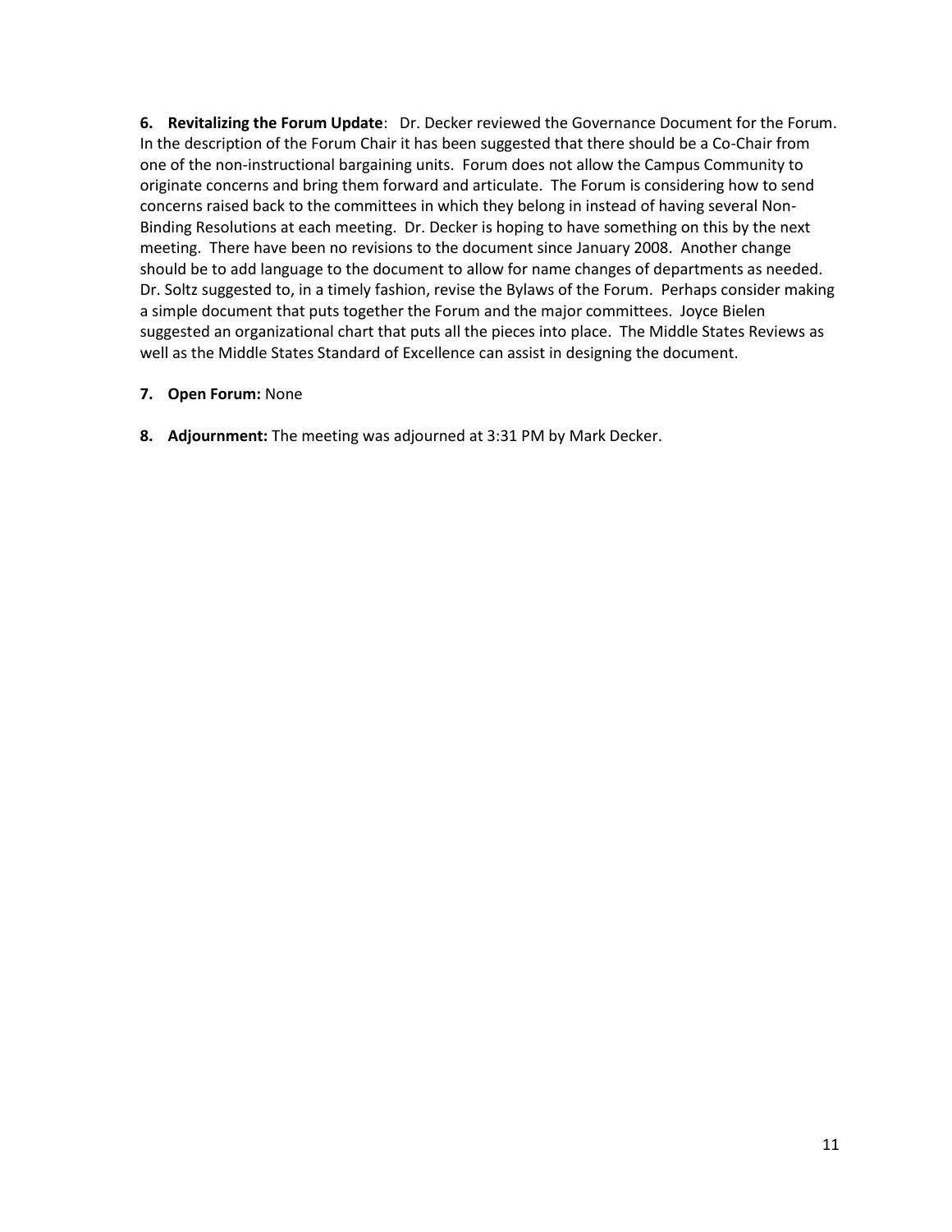**6. Revitalizing the Forum Update**: Dr. Decker reviewed the Governance Document for the Forum. In the description of the Forum Chair it has been suggested that there should be a Co-Chair from one of the non-instructional bargaining units. Forum does not allow the Campus Community to originate concerns and bring them forward and articulate. The Forum is considering how to send concerns raised back to the committees in which they belong in instead of having several Non-Binding Resolutions at each meeting. Dr. Decker is hoping to have something on this by the next meeting. There have been no revisions to the document since January 2008. Another change should be to add language to the document to allow for name changes of departments as needed. Dr. Soltz suggested to, in a timely fashion, revise the Bylaws of the Forum. Perhaps consider making a simple document that puts together the Forum and the major committees. Joyce Bielen suggested an organizational chart that puts all the pieces into place. The Middle States Reviews as well as the Middle States Standard of Excellence can assist in designing the document.

**7. Open Forum:** None

**8. Adjournment:** The meeting was adjourned at 3:31 PM by Mark Decker.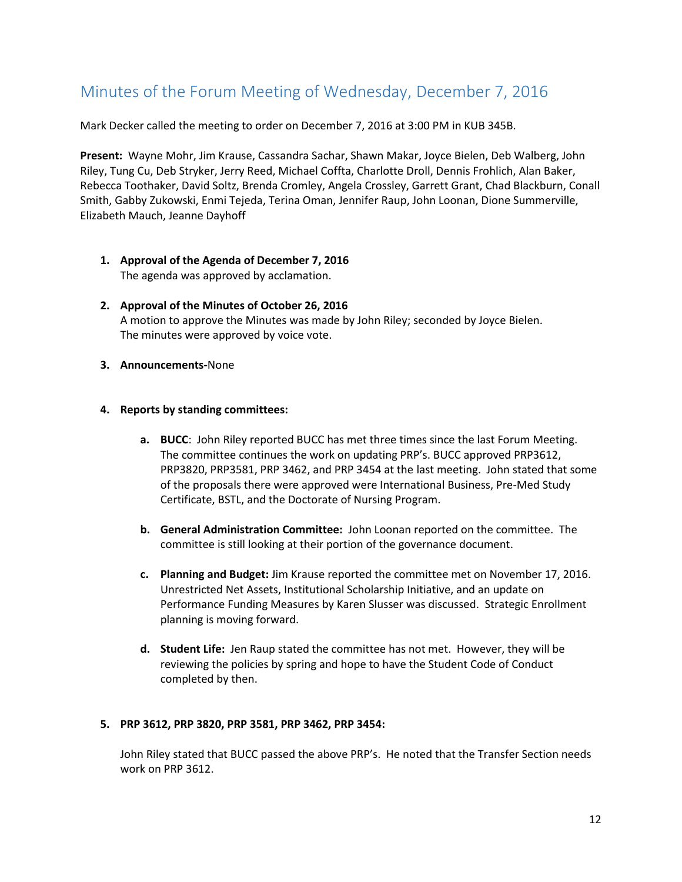## Minutes of the Forum Meeting of Wednesday, December 7, 2016

Mark Decker called the meeting to order on December 7, 2016 at 3:00 PM in KUB 345B.

**Present:** Wayne Mohr, Jim Krause, Cassandra Sachar, Shawn Makar, Joyce Bielen, Deb Walberg, John Riley, Tung Cu, Deb Stryker, Jerry Reed, Michael Coffta, Charlotte Droll, Dennis Frohlich, Alan Baker, Rebecca Toothaker, David Soltz, Brenda Cromley, Angela Crossley, Garrett Grant, Chad Blackburn, Conall Smith, Gabby Zukowski, Enmi Tejeda, Terina Oman, Jennifer Raup, John Loonan, Dione Summerville, Elizabeth Mauch, Jeanne Dayhoff

1. **Approval of the Agenda of December 7, 2016**
   The agenda was approved by acclamation.

2. **Approval of the Minutes of October 26, 2016**
   A motion to approve the Minutes was made by John Riley; seconded by Joyce Bielen.
   The minutes were approved by voice vote.

3. **Announcements-**None

4. **Reports by standing committees:**

   a. **BUCC**: John Riley reported BUCC has met three times since the last Forum Meeting. The committee continues the work on updating PRP's. BUCC approved PRP3612, PRP3820, PRP3581, PRP 3462, and PRP 3454 at the last meeting. John stated that some of the proposals there were approved were International Business, Pre-Med Study Certificate, BSTL, and the Doctorate of Nursing Program.

   b. **General Administration Committee:** John Loonan reported on the committee. The committee is still looking at their portion of the governance document.

   c. **Planning and Budget:** Jim Krause reported the committee met on November 17, 2016. Unrestricted Net Assets, Institutional Scholarship Initiative, and an update on Performance Funding Measures by Karen Slusser was discussed. Strategic Enrollment planning is moving forward.

   d. **Student Life:** Jen Raup stated the committee has not met. However, they will be reviewing the policies by spring and hope to have the Student Code of Conduct completed by then.

5. **PRP 3612, PRP 3820, PRP 3581, PRP 3462, PRP 3454:**

   John Riley stated that BUCC passed the above PRP's. He noted that the Transfer Section needs work on PRP 3612.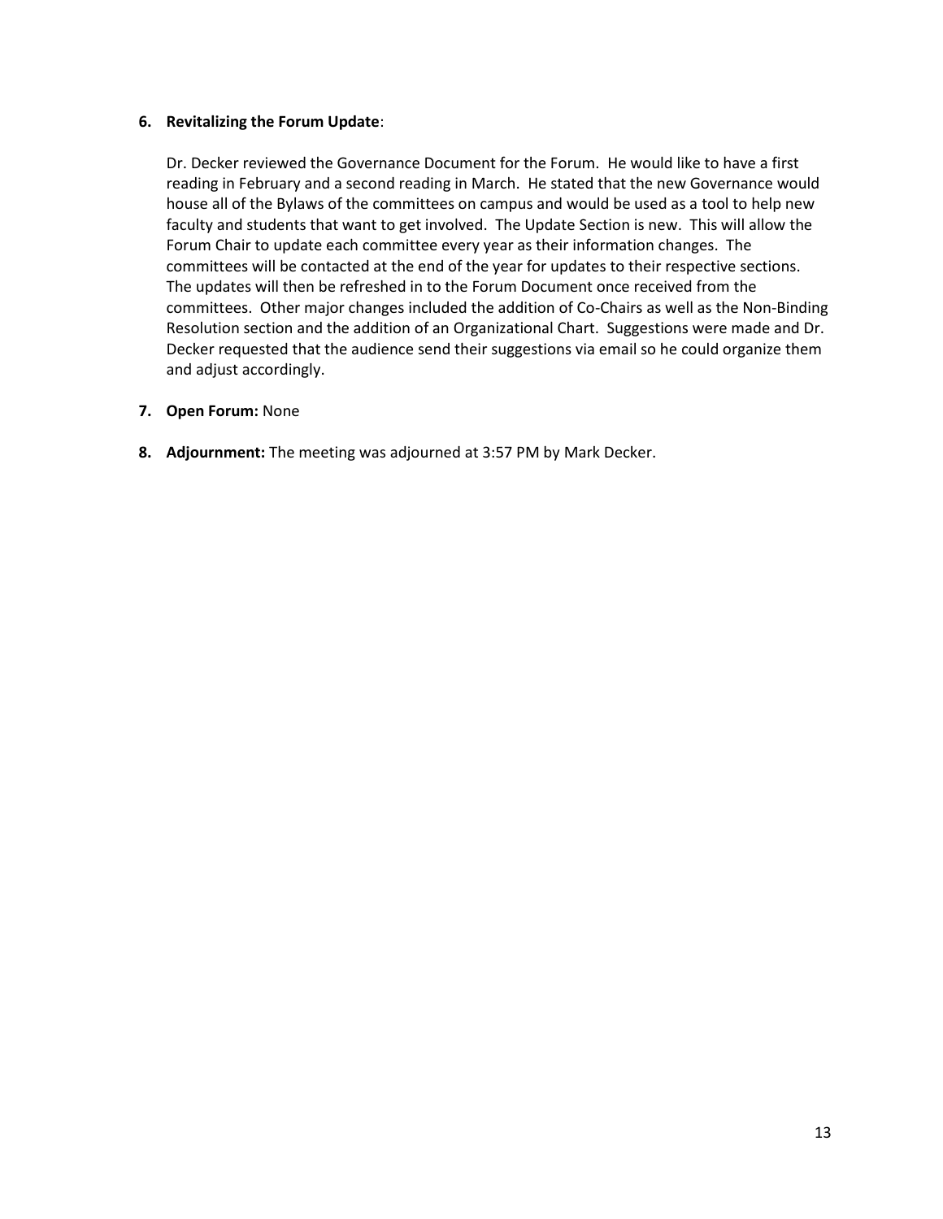6. **Revitalizing the Forum Update**:

   Dr. Decker reviewed the Governance Document for the Forum. He would like to have a first reading in February and a second reading in March. He stated that the new Governance would house all of the Bylaws of the committees on campus and would be used as a tool to help new faculty and students that want to get involved. The Update Section is new. This will allow the Forum Chair to update each committee every year as their information changes. The committees will be contacted at the end of the year for updates to their respective sections. The updates will then be refreshed in to the Forum Document once received from the committees. Other major changes included the addition of Co-Chairs as well as the Non-Binding Resolution section and the addition of an Organizational Chart. Suggestions were made and Dr. Decker requested that the audience send their suggestions via email so he could organize them and adjust accordingly.

7. **Open Forum:** None

8. **Adjournment:** The meeting was adjourned at 3:57 PM by Mark Decker.